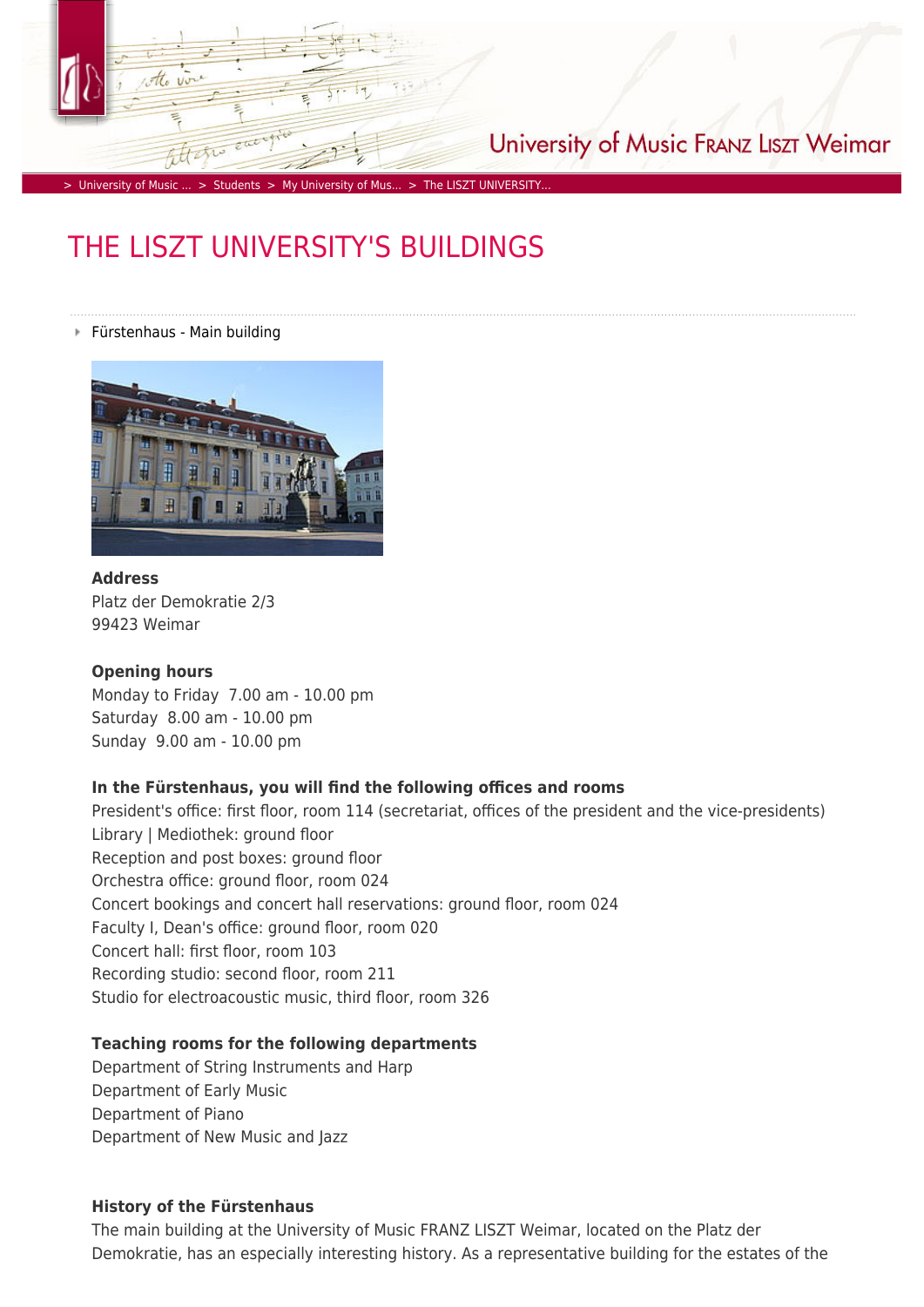University of Music FRANZ LISZT Weimar

> University of Music ... > Students > My University of Mus... > The LISZT UNIVERSITY...

# THE LISZT UNIVERSITY'S BUILDINGS

## Fürstenhaus - Main building

**Address**
Platz der Demokratie 2/3
99423 Weimar

**Opening hours**
Monday to Friday 7.00 am - 10.00 pm
Saturday 8.00 am - 10.00 pm
Sunday 9.00 am - 10.00 pm

**In the Fürstenhaus, you will find the following offices and rooms**
President's office: first floor, room 114 (secretariat, offices of the president and the vice-presidents)
Library | Mediothek: ground floor
Reception and post boxes: ground floor
Orchestra office: ground floor, room 024
Concert bookings and concert hall reservations: ground floor, room 024
Faculty I, Dean's office: ground floor, room 020
Concert hall: first floor, room 103
Recording studio: second floor, room 211
Studio for electroacoustic music, third floor, room 326

**Teaching rooms for the following departments**
Department of String Instruments and Harp
Department of Early Music
Department of Piano
Department of New Music and Jazz

**History of the Fürstenhaus**
The main building at the University of Music FRANZ LISZT Weimar, located on the Platz der Demokratie, has an especially interesting history. As a representative building for the estates of the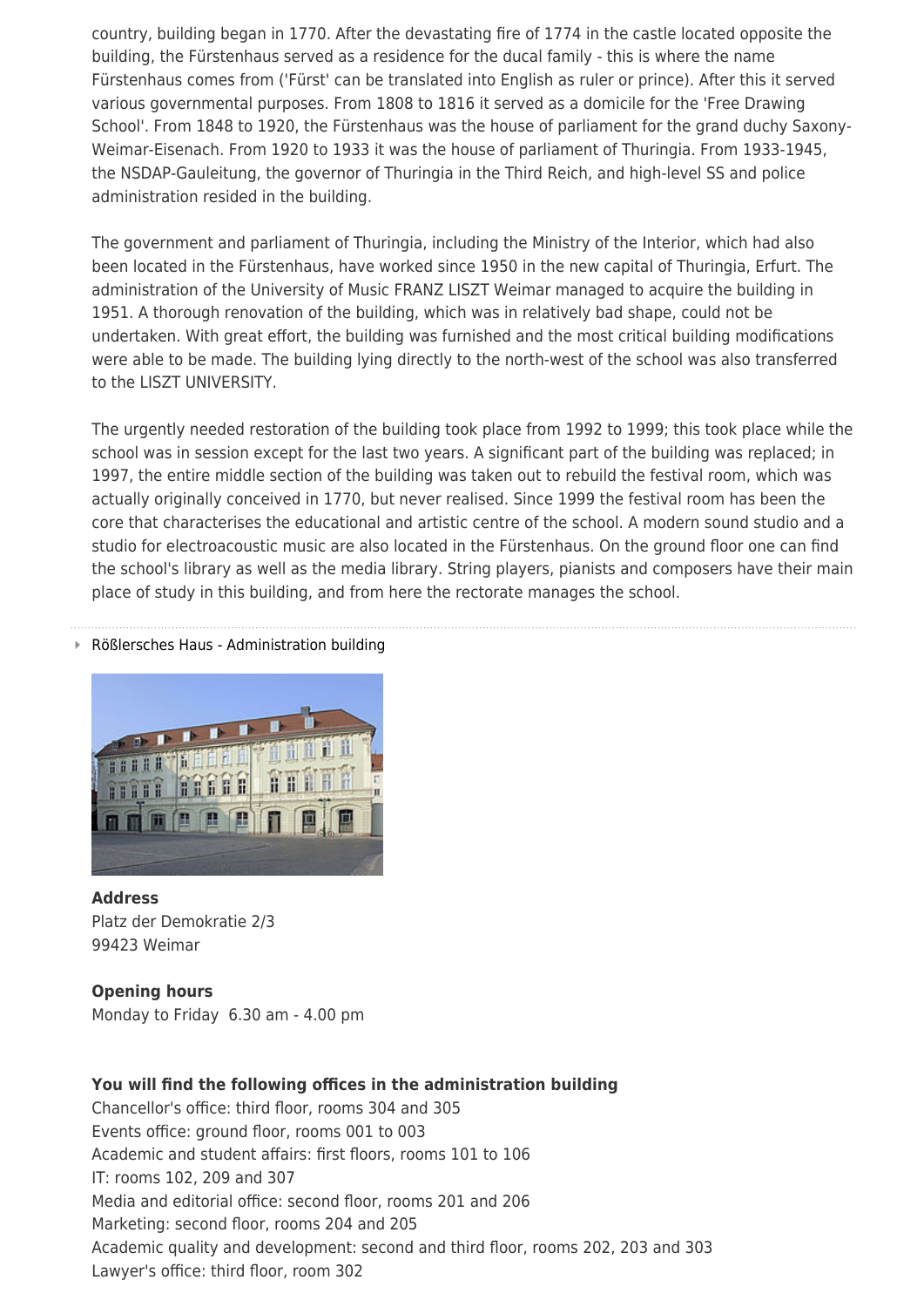country, building began in 1770. After the devastating fire of 1774 in the castle located opposite the building, the Fürstenhaus served as a residence for the ducal family - this is where the name Fürstenhaus comes from ('Fürst' can be translated into English as ruler or prince). After this it served various governmental purposes. From 1808 to 1816 it served as a domicile for the 'Free Drawing School'. From 1848 to 1920, the Fürstenhaus was the house of parliament for the grand duchy Saxony-Weimar-Eisenach. From 1920 to 1933 it was the house of parliament of Thuringia. From 1933-1945, the NSDAP-Gauleitung, the governor of Thuringia in the Third Reich, and high-level SS and police administration resided in the building.

The government and parliament of Thuringia, including the Ministry of the Interior, which had also been located in the Fürstenhaus, have worked since 1950 in the new capital of Thuringia, Erfurt. The administration of the University of Music FRANZ LISZT Weimar managed to acquire the building in 1951. A thorough renovation of the building, which was in relatively bad shape, could not be undertaken. With great effort, the building was furnished and the most critical building modifications were able to be made. The building lying directly to the north-west of the school was also transferred to the LISZT UNIVERSITY.

The urgently needed restoration of the building took place from 1992 to 1999; this took place while the school was in session except for the last two years. A significant part of the building was replaced; in 1997, the entire middle section of the building was taken out to rebuild the festival room, which was actually originally conceived in 1770, but never realised. Since 1999 the festival room has been the core that characterises the educational and artistic centre of the school. A modern sound studio and a studio for electroacoustic music are also located in the Fürstenhaus. On the ground floor one can find the school's library as well as the media library. String players, pianists and composers have their main place of study in this building, and from here the rectorate manages the school.

---

- Rößlersches Haus - Administration building

**Address**
Platz der Demokratie 2/3
99423 Weimar

**Opening hours**
Monday to Friday 6.30 am - 4.00 pm

**You will find the following offices in the administration building**
Chancellor's office: third floor, rooms 304 and 305
Events office: ground floor, rooms 001 to 003
Academic and student affairs: first floors, rooms 101 to 106
IT: rooms 102, 209 and 307
Media and editorial office: second floor, rooms 201 and 206
Marketing: second floor, rooms 204 and 205
Academic quality and development: second and third floor, rooms 202, 203 and 303
Lawyer's office: third floor, room 302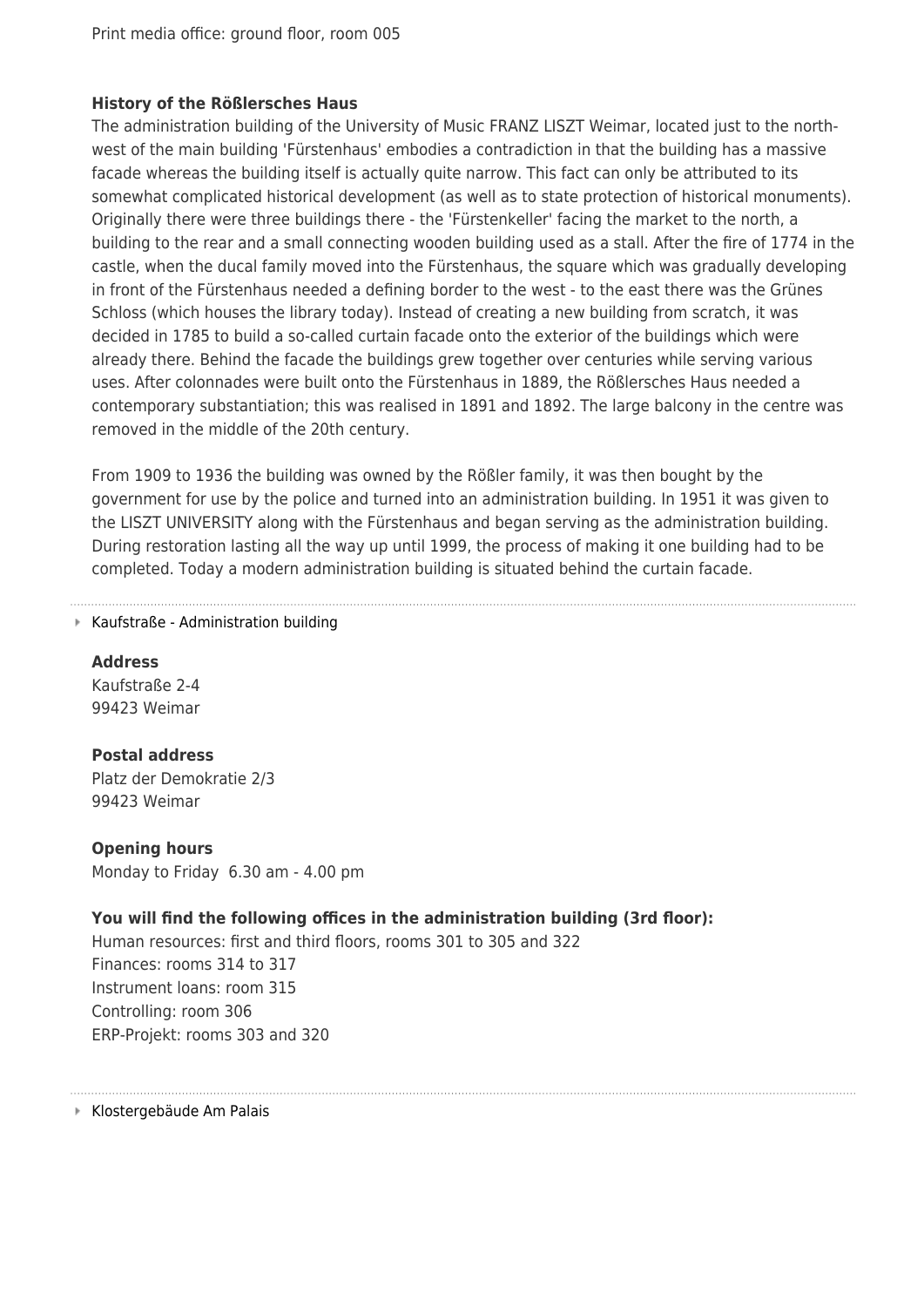Print media office: ground floor, room 005

**History of the Rößlersches Haus**

The administration building of the University of Music FRANZ LISZT Weimar, located just to the north-west of the main building 'Fürstenhaus' embodies a contradiction in that the building has a massive facade whereas the building itself is actually quite narrow. This fact can only be attributed to its somewhat complicated historical development (as well as to state protection of historical monuments). Originally there were three buildings there - the 'Fürstenkeller' facing the market to the north, a building to the rear and a small connecting wooden building used as a stall. After the fire of 1774 in the castle, when the ducal family moved into the Fürstenhaus, the square which was gradually developing in front of the Fürstenhaus needed a defining border to the west - to the east there was the Grünes Schloss (which houses the library today). Instead of creating a new building from scratch, it was decided in 1785 to build a so-called curtain facade onto the exterior of the buildings which were already there. Behind the facade the buildings grew together over centuries while serving various uses. After colonnades were built onto the Fürstenhaus in 1889, the Rößlersches Haus needed a contemporary substantiation; this was realised in 1891 and 1892. The large balcony in the centre was removed in the middle of the 20th century.

From 1909 to 1936 the building was owned by the Rößler family, it was then bought by the government for use by the police and turned into an administration building. In 1951 it was given to the LISZT UNIVERSITY along with the Fürstenhaus and began serving as the administration building. During restoration lasting all the way up until 1999, the process of making it one building had to be completed. Today a modern administration building is situated behind the curtain facade.

---

Kaufstraße - Administration building

**Address**
Kaufstraße 2-4
99423 Weimar

**Postal address**
Platz der Demokratie 2/3
99423 Weimar

**Opening hours**
Monday to Friday 6.30 am - 4.00 pm

**You will find the following offices in the administration building (3rd floor):**

Human resources: first and third floors, rooms 301 to 305 and 322
Finances: rooms 314 to 317
Instrument loans: room 315
Controlling: room 306
ERP-Projekt: rooms 303 and 320

---

Klostergebäude Am Palais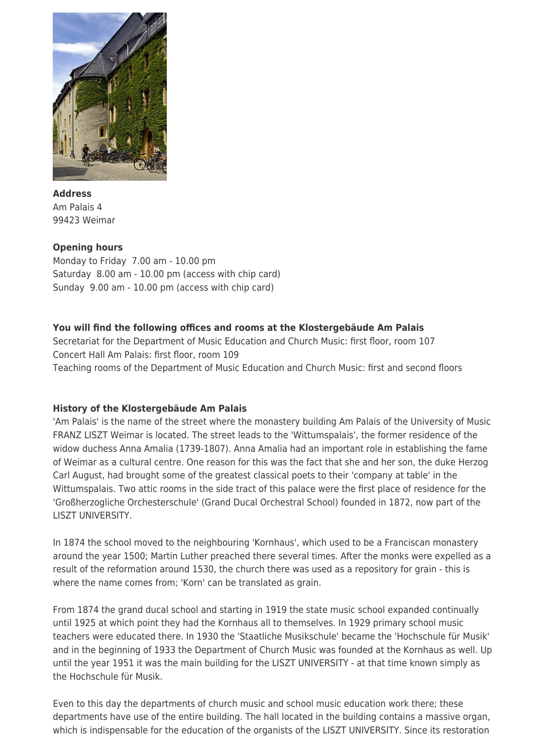**Address**
Am Palais 4
99423 Weimar

**Opening hours**
Monday to Friday 7.00 am - 10.00 pm
Saturday 8.00 am - 10.00 pm (access with chip card)
Sunday 9.00 am - 10.00 pm (access with chip card)

**You will find the following offices and rooms at the Klostergebäude Am Palais**
Secretariat for the Department of Music Education and Church Music: first floor, room 107
Concert Hall Am Palais: first floor, room 109
Teaching rooms of the Department of Music Education and Church Music: first and second floors

**History of the Klostergebäude Am Palais**
'Am Palais' is the name of the street where the monastery building Am Palais of the University of Music FRANZ LISZT Weimar is located. The street leads to the 'Wittumspalais', the former residence of the widow duchess Anna Amalia (1739-1807). Anna Amalia had an important role in establishing the fame of Weimar as a cultural centre. One reason for this was the fact that she and her son, the duke Herzog Carl August, had brought some of the greatest classical poets to their 'company at table' in the Wittumspalais. Two attic rooms in the side tract of this palace were the first place of residence for the 'Großherzogliche Orchesterschule' (Grand Ducal Orchestral School) founded in 1872, now part of the LISZT UNIVERSITY.

In 1874 the school moved to the neighbouring 'Kornhaus', which used to be a Franciscan monastery around the year 1500; Martin Luther preached there several times. After the monks were expelled as a result of the reformation around 1530, the church there was used as a repository for grain - this is where the name comes from; 'Korn' can be translated as grain.

From 1874 the grand ducal school and starting in 1919 the state music school expanded continually until 1925 at which point they had the Kornhaus all to themselves. In 1929 primary school music teachers were educated there. In 1930 the 'Staatliche Musikschule' became the 'Hochschule für Musik' and in the beginning of 1933 the Department of Church Music was founded at the Kornhaus as well. Up until the year 1951 it was the main building for the LISZT UNIVERSITY - at that time known simply as the Hochschule für Musik.

Even to this day the departments of church music and school music education work there; these departments have use of the entire building. The hall located in the building contains a massive organ, which is indispensable for the education of the organists of the LISZT UNIVERSITY. Since its restoration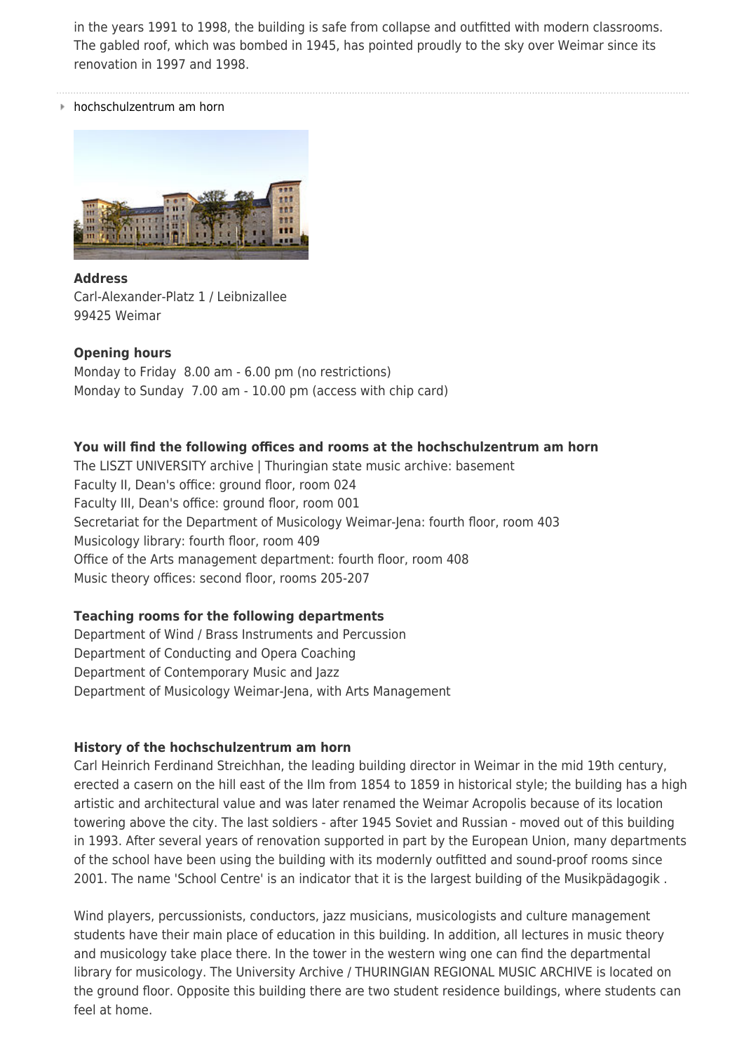in the years 1991 to 1998, the building is safe from collapse and outfitted with modern classrooms. The gabled roof, which was bombed in 1945, has pointed proudly to the sky over Weimar since its renovation in 1997 and 1998.

- hochschulzentrum am horn

**Address**
Carl-Alexander-Platz 1 / Leibnizallee
99425 Weimar

**Opening hours**
Monday to Friday 8.00 am - 6.00 pm (no restrictions)
Monday to Sunday 7.00 am - 10.00 pm (access with chip card)

**You will find the following offices and rooms at the hochschulzentrum am horn**
The LISZT UNIVERSITY archive | Thuringian state music archive: basement
Faculty II, Dean's office: ground floor, room 024
Faculty III, Dean's office: ground floor, room 001
Secretariat for the Department of Musicology Weimar-Jena: fourth floor, room 403
Musicology library: fourth floor, room 409
Office of the Arts management department: fourth floor, room 408
Music theory offices: second floor, rooms 205-207

**Teaching rooms for the following departments**
Department of Wind / Brass Instruments and Percussion
Department of Conducting and Opera Coaching
Department of Contemporary Music and Jazz
Department of Musicology Weimar-Jena, with Arts Management

**History of the hochschulzentrum am horn**
Carl Heinrich Ferdinand Streichhan, the leading building director in Weimar in the mid 19th century, erected a casern on the hill east of the Ilm from 1854 to 1859 in historical style; the building has a high artistic and architectural value and was later renamed the Weimar Acropolis because of its location towering above the city. The last soldiers - after 1945 Soviet and Russian - moved out of this building in 1993. After several years of renovation supported in part by the European Union, many departments of the school have been using the building with its modernly outfitted and sound-proof rooms since 2001. The name 'School Centre' is an indicator that it is the largest building of the Musikpädagogik .

Wind players, percussionists, conductors, jazz musicians, musicologists and culture management students have their main place of education in this building. In addition, all lectures in music theory and musicology take place there. In the tower in the western wing one can find the departmental library for musicology. The University Archive / THURINGIAN REGIONAL MUSIC ARCHIVE is located on the ground floor. Opposite this building there are two student residence buildings, where students can feel at home.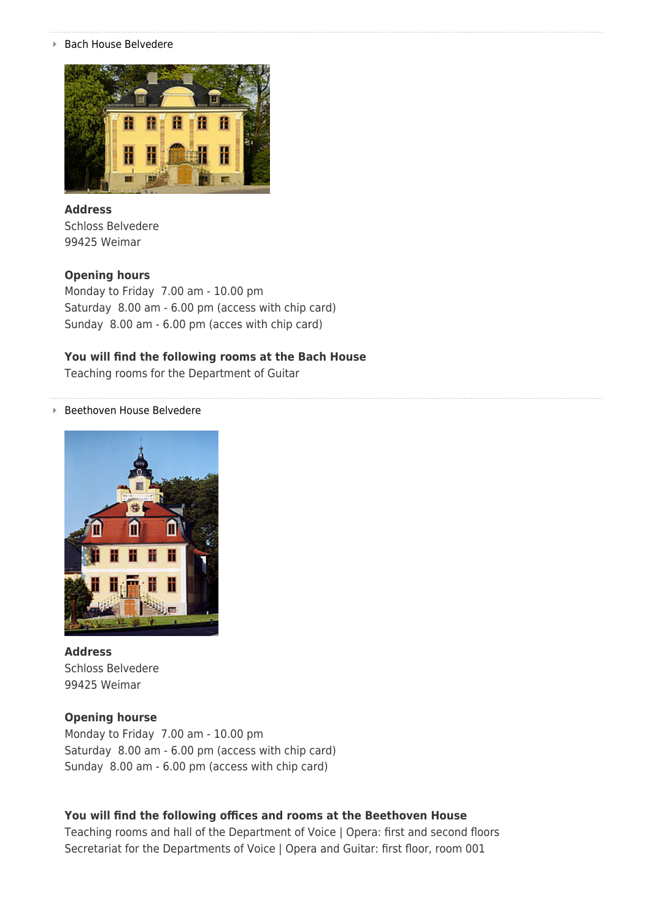## Bach House Belvedere

**Address**
Schloss Belvedere
99425 Weimar

**Opening hours**
Monday to Friday 7.00 am - 10.00 pm
Saturday 8.00 am - 6.00 pm (access with chip card)
Sunday 8.00 am - 6.00 pm (acces with chip card)

**You will find the following rooms at the Bach House**
Teaching rooms for the Department of Guitar

## Beethoven House Belvedere

**Address**
Schloss Belvedere
99425 Weimar

**Opening hourse**
Monday to Friday 7.00 am - 10.00 pm
Saturday 8.00 am - 6.00 pm (access with chip card)
Sunday 8.00 am - 6.00 pm (access with chip card)

**You will find the following offices and rooms at the Beethoven House**
Teaching rooms and hall of the Department of Voice | Opera: first and second floors
Secretariat for the Departments of Voice | Opera and Guitar: first floor, room 001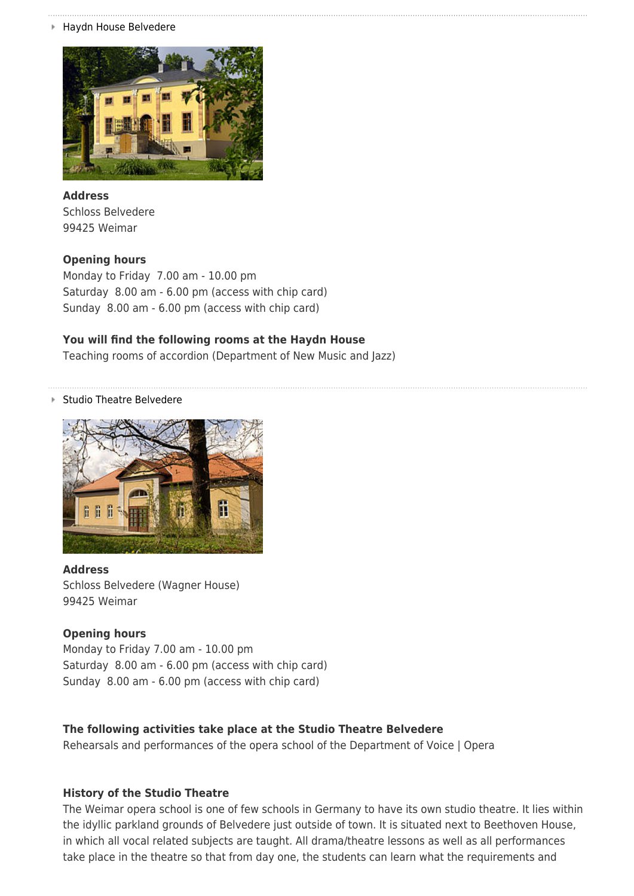### Haydn House Belvedere

**Address**
Schloss Belvedere
99425 Weimar

**Opening hours**
Monday to Friday 7.00 am - 10.00 pm
Saturday 8.00 am - 6.00 pm (access with chip card)
Sunday 8.00 am - 6.00 pm (access with chip card)

**You will find the following rooms at the Haydn House**
Teaching rooms of accordion (Department of New Music and Jazz)

### Studio Theatre Belvedere

**Address**
Schloss Belvedere (Wagner House)
99425 Weimar

**Opening hours**
Monday to Friday 7.00 am - 10.00 pm
Saturday 8.00 am - 6.00 pm (access with chip card)
Sunday 8.00 am - 6.00 pm (access with chip card)

**The following activities take place at the Studio Theatre Belvedere**
Rehearsals and performances of the opera school of the Department of Voice | Opera

**History of the Studio Theatre**
The Weimar opera school is one of few schools in Germany to have its own studio theatre. It lies within the idyllic parkland grounds of Belvedere just outside of town. It is situated next to Beethoven House, in which all vocal related subjects are taught. All drama/theatre lessons as well as all performances take place in the theatre so that from day one, the students can learn what the requirements and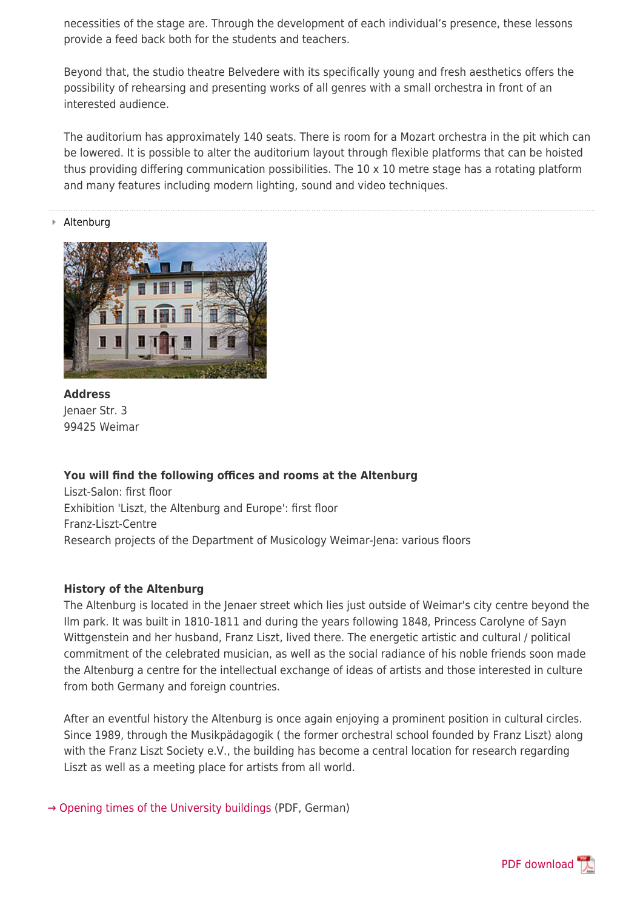necessities of the stage are. Through the development of each individual's presence, these lessons provide a feed back both for the students and teachers.

Beyond that, the studio theatre Belvedere with its specifically young and fresh aesthetics offers the possibility of rehearsing and presenting works of all genres with a small orchestra in front of an interested audience.

The auditorium has approximately 140 seats. There is room for a Mozart orchestra in the pit which can be lowered. It is possible to alter the auditorium layout through flexible platforms that can be hoisted thus providing differing communication possibilities. The 10 x 10 metre stage has a rotating platform and many features including modern lighting, sound and video techniques.

---

Altenburg

**Address**
Jenaer Str. 3
99425 Weimar

**You will find the following offices and rooms at the Altenburg**
Liszt-Salon: first floor
Exhibition 'Liszt, the Altenburg and Europe': first floor
Franz-Liszt-Centre
Research projects of the Department of Musicology Weimar-Jena: various floors

**History of the Altenburg**
The Altenburg is located in the Jenaer street which lies just outside of Weimar's city centre beyond the Ilm park. It was built in 1810-1811 and during the years following 1848, Princess Carolyne of Sayn Wittgenstein and her husband, Franz Liszt, lived there. The energetic artistic and cultural / political commitment of the celebrated musician, as well as the social radiance of his noble friends soon made the Altenburg a centre for the intellectual exchange of ideas of artists and those interested in culture from both Germany and foreign countries.

After an eventful history the Altenburg is once again enjoying a prominent position in cultural circles. Since 1989, through the Musikpädagogik ( the former orchestral school founded by Franz Liszt) along with the Franz Liszt Society e.V., the building has become a central location for research regarding Liszt as well as a meeting place for artists from all world.

→ Opening times of the University buildings (PDF, German)

PDF download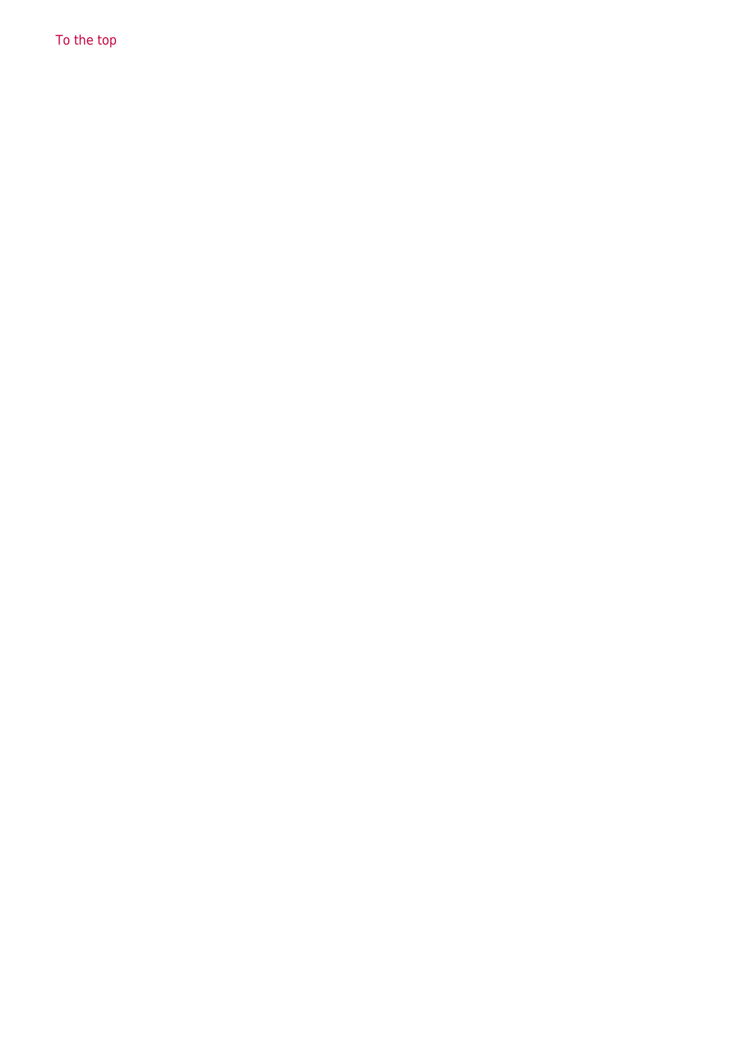To the top